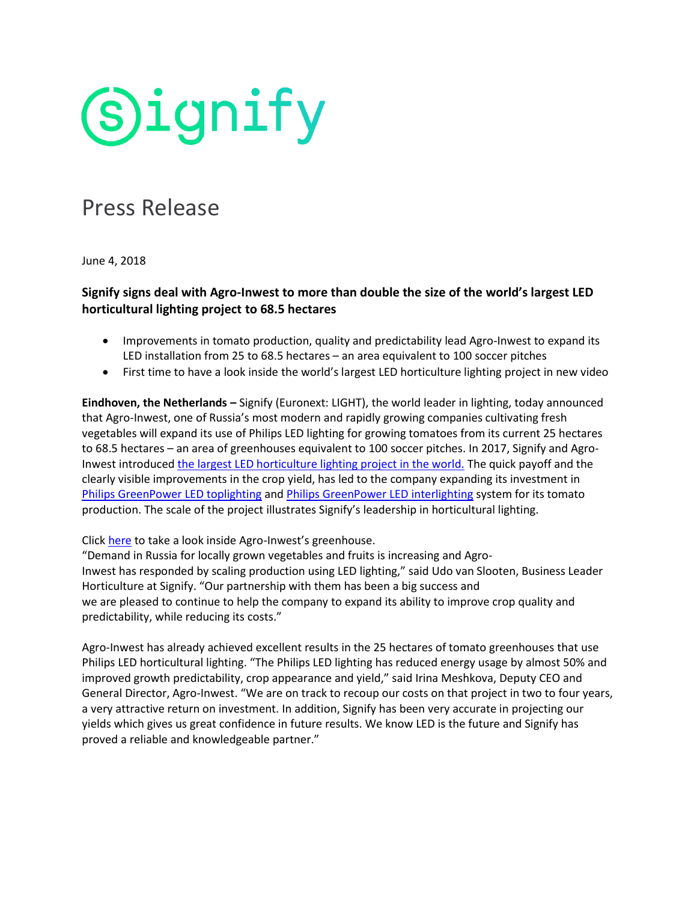# signify

## Press Release

June 4, 2018

**Signify signs deal with Agro-Inwest to more than double the size of the world's largest LED horticultural lighting project to 68.5 hectares**

- Improvements in tomato production, quality and predictability lead Agro-Inwest to expand its LED installation from 25 to 68.5 hectares – an area equivalent to 100 soccer pitches
- First time to have a look inside the world's largest LED horticulture lighting project in new video

**Eindhoven, the Netherlands –** Signify (Euronext: LIGHT), the world leader in lighting, today announced that Agro-Inwest, one of Russia's most modern and rapidly growing companies cultivating fresh vegetables will expand its use of Philips LED lighting for growing tomatoes from its current 25 hectares to 68.5 hectares – an area of greenhouses equivalent to 100 soccer pitches. In 2017, Signify and Agro-Inwest introduced the largest LED horticulture lighting project in the world. The quick payoff and the clearly visible improvements in the crop yield, has led to the company expanding its investment in Philips GreenPower LED toplighting and Philips GreenPower LED interlighting system for its tomato production. The scale of the project illustrates Signify's leadership in horticultural lighting.

Click here to take a look inside Agro-Inwest's greenhouse.
"Demand in Russia for locally grown vegetables and fruits is increasing and Agro-Inwest has responded by scaling production using LED lighting," said Udo van Slooten, Business Leader Horticulture at Signify. "Our partnership with them has been a big success and we are pleased to continue to help the company to expand its ability to improve crop quality and predictability, while reducing its costs."

Agro-Inwest has already achieved excellent results in the 25 hectares of tomato greenhouses that use Philips LED horticultural lighting. "The Philips LED lighting has reduced energy usage by almost 50% and improved growth predictability, crop appearance and yield," said Irina Meshkova, Deputy CEO and General Director, Agro-Inwest. "We are on track to recoup our costs on that project in two to four years, a very attractive return on investment. In addition, Signify has been very accurate in projecting our yields which gives us great confidence in future results. We know LED is the future and Signify has proved a reliable and knowledgeable partner."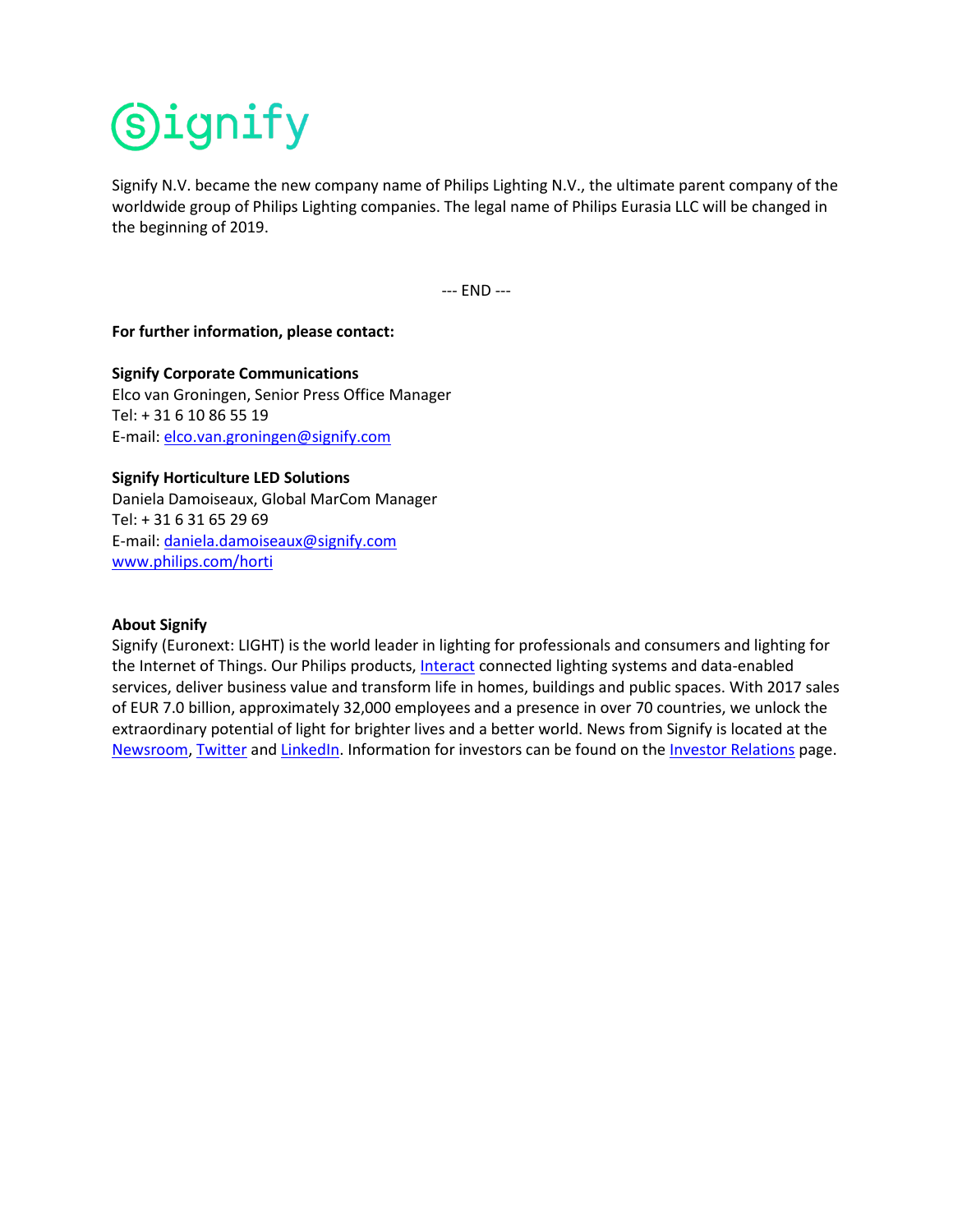Signify N.V. became the new company name of Philips Lighting N.V., the ultimate parent company of the worldwide group of Philips Lighting companies. The legal name of Philips Eurasia LLC will be changed in the beginning of 2019.

--- END ---

**For further information, please contact:**

**Signify Corporate Communications**
Elco van Groningen, Senior Press Office Manager
Tel: + 31 6 10 86 55 19
E-mail: elco.van.groningen@signify.com

**Signify Horticulture LED Solutions**
Daniela Damoiseaux, Global MarCom Manager
Tel: + 31 6 31 65 29 69
E-mail: daniela.damoiseaux@signify.com
www.philips.com/horti

**About Signify**
Signify (Euronext: LIGHT) is the world leader in lighting for professionals and consumers and lighting for the Internet of Things. Our Philips products, Interact connected lighting systems and data-enabled services, deliver business value and transform life in homes, buildings and public spaces. With 2017 sales of EUR 7.0 billion, approximately 32,000 employees and a presence in over 70 countries, we unlock the extraordinary potential of light for brighter lives and a better world. News from Signify is located at the Newsroom, Twitter and LinkedIn. Information for investors can be found on the Investor Relations page.